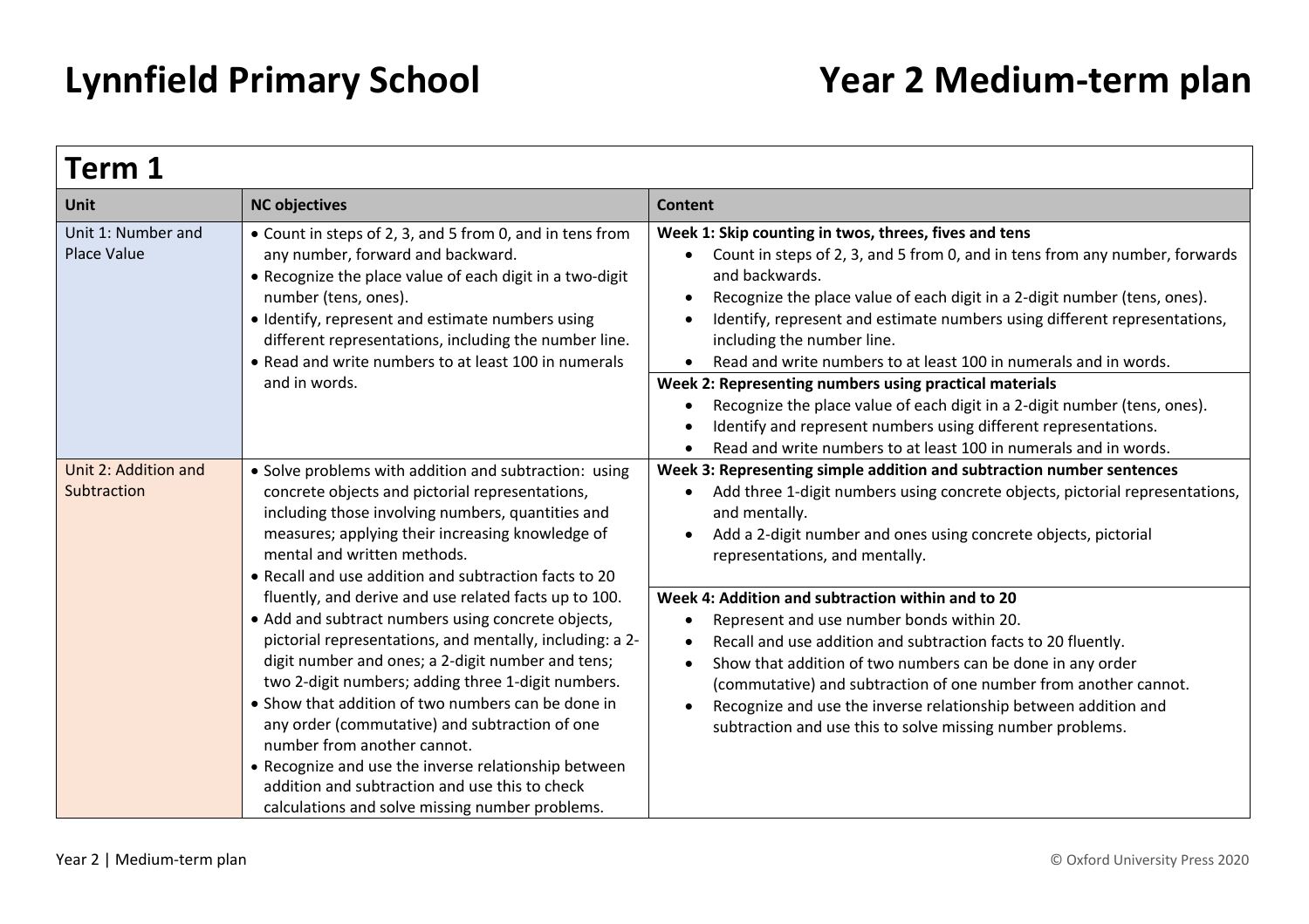# Lynnfield Primary School

# Year 2 Medium-term plan

## Term 1

| Unit | NC objectives | Content |
|---|---|---|
| Unit 1: Number and Place Value | • Count in steps of 2, 3, and 5 from 0, and in tens from any number, forward and backward.<br>• Recognize the place value of each digit in a two-digit number (tens, ones).<br>• Identify, represent and estimate numbers using different representations, including the number line.<br>• Read and write numbers to at least 100 in numerals and in words. | **Week 1: Skip counting in twos, threes, fives and tens**<br>• Count in steps of 2, 3, and 5 from 0, and in tens from any number, forwards and backwards.<br>• Recognize the place value of each digit in a 2-digit number (tens, ones).<br>• Identify, represent and estimate numbers using different representations, including the number line.<br>• Read and write numbers to at least 100 in numerals and in words.<br><br>**Week 2: Representing numbers using practical materials**<br>• Recognize the place value of each digit in a 2-digit number (tens, ones).<br>• Identify and represent numbers using different representations.<br>• Read and write numbers to at least 100 in numerals and in words. |
| Unit 2: Addition and Subtraction | • Solve problems with addition and subtraction: using concrete objects and pictorial representations, including those involving numbers, quantities and measures; applying their increasing knowledge of mental and written methods.<br>• Recall and use addition and subtraction facts to 20 fluently, and derive and use related facts up to 100.<br>• Add and subtract numbers using concrete objects, pictorial representations, and mentally, including: a 2-digit number and ones; a 2-digit number and tens; two 2-digit numbers; adding three 1-digit numbers.<br>• Show that addition of two numbers can be done in any order (commutative) and subtraction of one number from another cannot.<br>• Recognize and use the inverse relationship between addition and subtraction and use this to check calculations and solve missing number problems. | **Week 3: Representing simple addition and subtraction number sentences**<br>• Add three 1-digit numbers using concrete objects, pictorial representations, and mentally.<br>• Add a 2-digit number and ones using concrete objects, pictorial representations, and mentally.<br><br>**Week 4: Addition and subtraction within and to 20**<br>• Represent and use number bonds within 20.<br>• Recall and use addition and subtraction facts to 20 fluently.<br>• Show that addition of two numbers can be done in any order (commutative) and subtraction of one number from another cannot.<br>• Recognize and use the inverse relationship between addition and subtraction and use this to solve missing number problems. |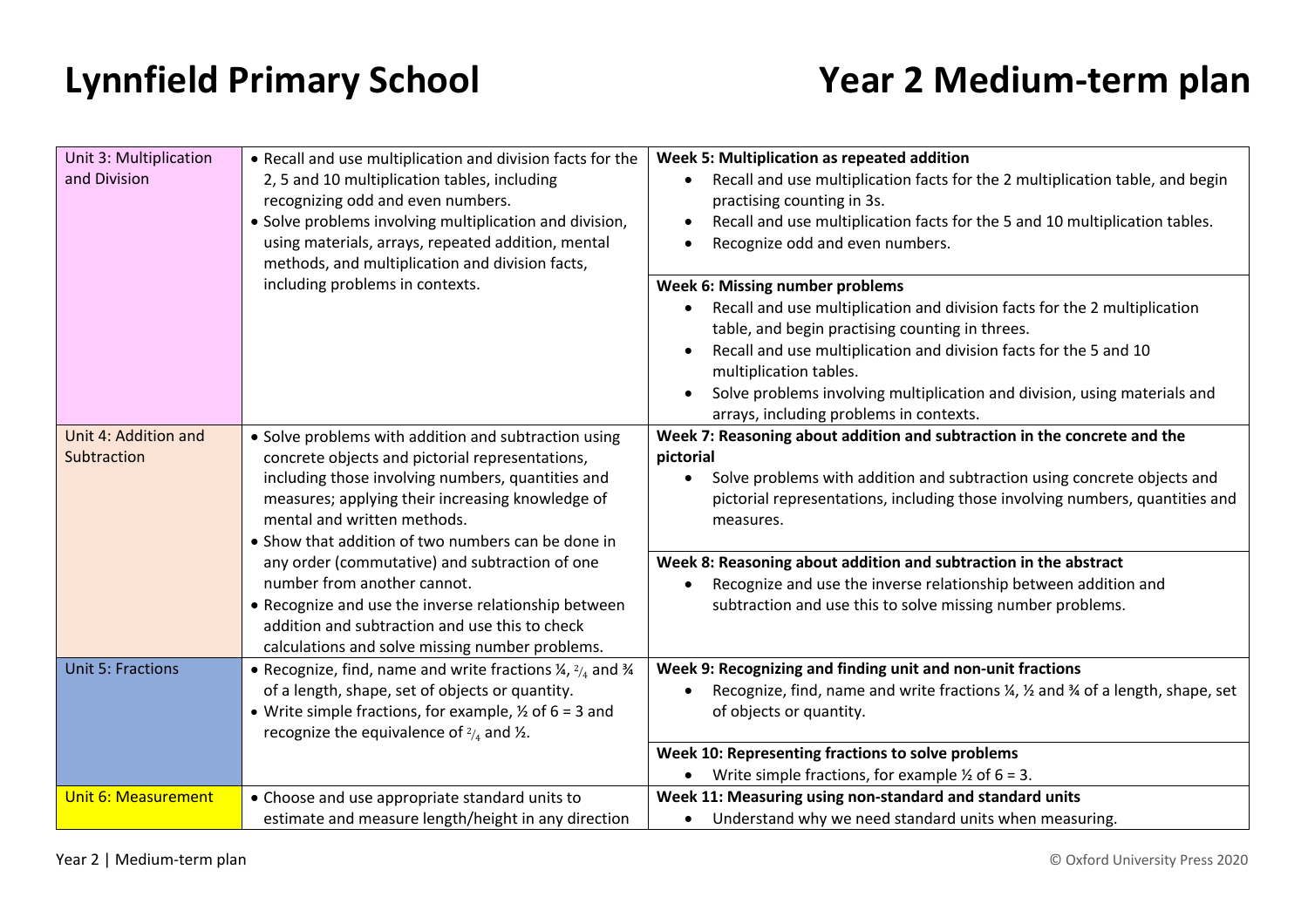# Lynnfield Primary School

# Year 2 Medium-term plan

| Unit | Objectives | Weekly plan |
|---|---|---|
| Unit 3: Multiplication and Division | • Recall and use multiplication and division facts for the 2, 5 and 10 multiplication tables, including recognizing odd and even numbers.<br>• Solve problems involving multiplication and division, using materials, arrays, repeated addition, mental methods, and multiplication and division facts, including problems in contexts. | **Week 5: Multiplication as repeated addition**<br>• Recall and use multiplication facts for the 2 multiplication table, and begin practising counting in 3s.<br>• Recall and use multiplication facts for the 5 and 10 multiplication tables.<br>• Recognize odd and even numbers. |
| | | **Week 6: Missing number problems**<br>• Recall and use multiplication and division facts for the 2 multiplication table, and begin practising counting in threes.<br>• Recall and use multiplication and division facts for the 5 and 10 multiplication tables.<br>• Solve problems involving multiplication and division, using materials and arrays, including problems in contexts. |
| Unit 4: Addition and Subtraction | • Solve problems with addition and subtraction using concrete objects and pictorial representations, including those involving numbers, quantities and measures; applying their increasing knowledge of mental and written methods.<br>• Show that addition of two numbers can be done in any order (commutative) and subtraction of one number from another cannot.<br>• Recognize and use the inverse relationship between addition and subtraction and use this to check calculations and solve missing number problems. | **Week 7: Reasoning about addition and subtraction in the concrete and the pictorial**<br>• Solve problems with addition and subtraction using concrete objects and pictorial representations, including those involving numbers, quantities and measures. |
| | | **Week 8: Reasoning about addition and subtraction in the abstract**<br>• Recognize and use the inverse relationship between addition and subtraction and use this to solve missing number problems. |
| Unit 5: Fractions | • Recognize, find, name and write fractions ¼, $^{2}/_{4}$ and ¾ of a length, shape, set of objects or quantity.<br>• Write simple fractions, for example, ½ of 6 = 3 and recognize the equivalence of $^{2}/_{4}$ and ½. | **Week 9: Recognizing and finding unit and non-unit fractions**<br>• Recognize, find, name and write fractions ¼, ½ and ¾ of a length, shape, set of objects or quantity. |
| | | **Week 10: Representing fractions to solve problems**<br>• Write simple fractions, for example ½ of 6 = 3. |
| Unit 6: Measurement | • Choose and use appropriate standard units to estimate and measure length/height in any direction | **Week 11: Measuring using non-standard and standard units**<br>• Understand why we need standard units when measuring. |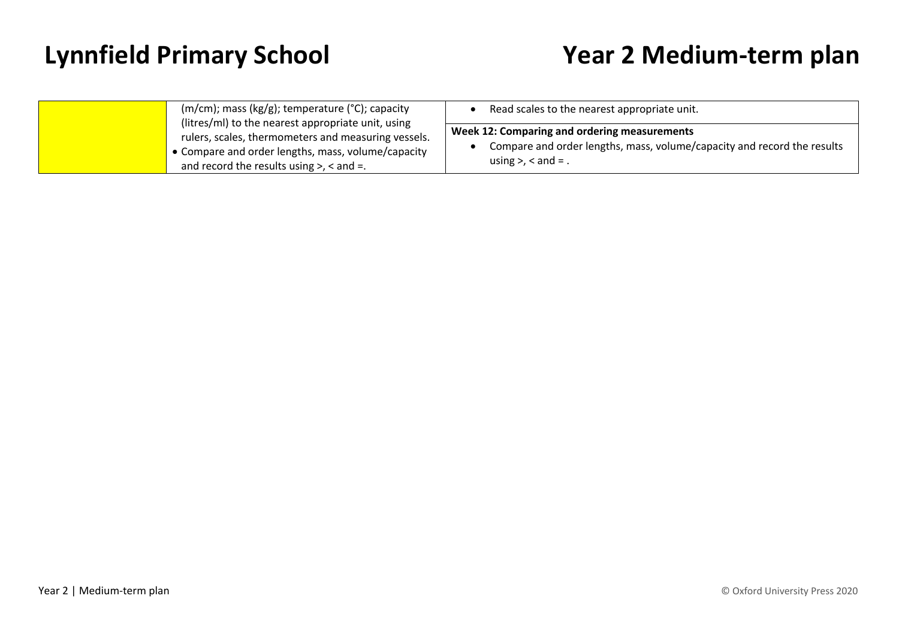# Lynnfield Primary School

# Year 2 Medium-term plan

| | | |
|---|---|---|
| | (m/cm); mass (kg/g); temperature (°C); capacity (litres/ml) to the nearest appropriate unit, using rulers, scales, thermometers and measuring vessels.<br>• Compare and order lengths, mass, volume/capacity and record the results using >, < and =. | • Read scales to the nearest appropriate unit.<br><br>**Week 12: Comparing and ordering measurements**<br>• Compare and order lengths, mass, volume/capacity and record the results using >, < and = . |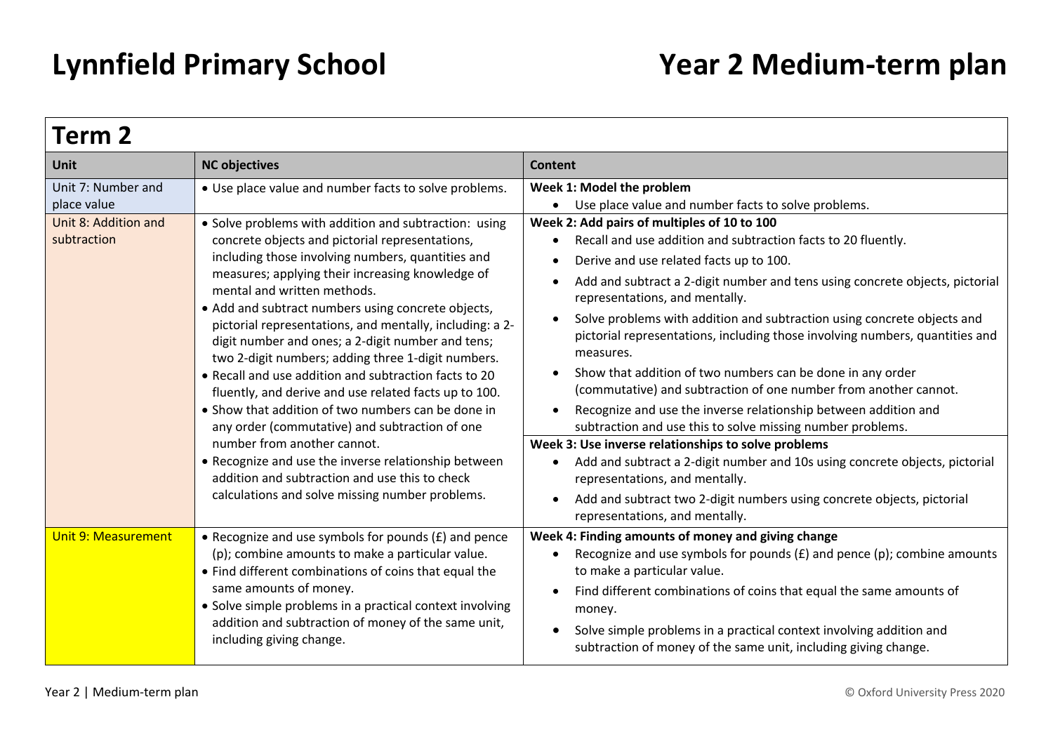# Lynnfield Primary School

# Year 2 Medium-term plan

## Term 2

| Unit | NC objectives | Content |
|---|---|---|
| Unit 7: Number and place value | • Use place value and number facts to solve problems. | **Week 1: Model the problem**<br>• Use place value and number facts to solve problems. |
| Unit 8: Addition and subtraction | • Solve problems with addition and subtraction: using concrete objects and pictorial representations, including those involving numbers, quantities and measures; applying their increasing knowledge of mental and written methods.<br>• Add and subtract numbers using concrete objects, pictorial representations, and mentally, including: a 2-digit number and ones; a 2-digit number and tens; two 2-digit numbers; adding three 1-digit numbers.<br>• Recall and use addition and subtraction facts to 20 fluently, and derive and use related facts up to 100.<br>• Show that addition of two numbers can be done in any order (commutative) and subtraction of one number from another cannot.<br>• Recognize and use the inverse relationship between addition and subtraction and use this to check calculations and solve missing number problems. | **Week 2: Add pairs of multiples of 10 to 100**<br>• Recall and use addition and subtraction facts to 20 fluently.<br>• Derive and use related facts up to 100.<br>• Add and subtract a 2-digit number and tens using concrete objects, pictorial representations, and mentally.<br>• Solve problems with addition and subtraction using concrete objects and pictorial representations, including those involving numbers, quantities and measures.<br>• Show that addition of two numbers can be done in any order (commutative) and subtraction of one number from another cannot.<br>• Recognize and use the inverse relationship between addition and subtraction and use this to solve missing number problems.<br>**Week 3: Use inverse relationships to solve problems**<br>• Add and subtract a 2-digit number and 10s using concrete objects, pictorial representations, and mentally.<br>• Add and subtract two 2-digit numbers using concrete objects, pictorial representations, and mentally. |
| Unit 9: Measurement | • Recognize and use symbols for pounds (£) and pence (p); combine amounts to make a particular value.<br>• Find different combinations of coins that equal the same amounts of money.<br>• Solve simple problems in a practical context involving addition and subtraction of money of the same unit, including giving change. | **Week 4: Finding amounts of money and giving change**<br>• Recognize and use symbols for pounds (£) and pence (p); combine amounts to make a particular value.<br>• Find different combinations of coins that equal the same amounts of money.<br>• Solve simple problems in a practical context involving addition and subtraction of money of the same unit, including giving change. |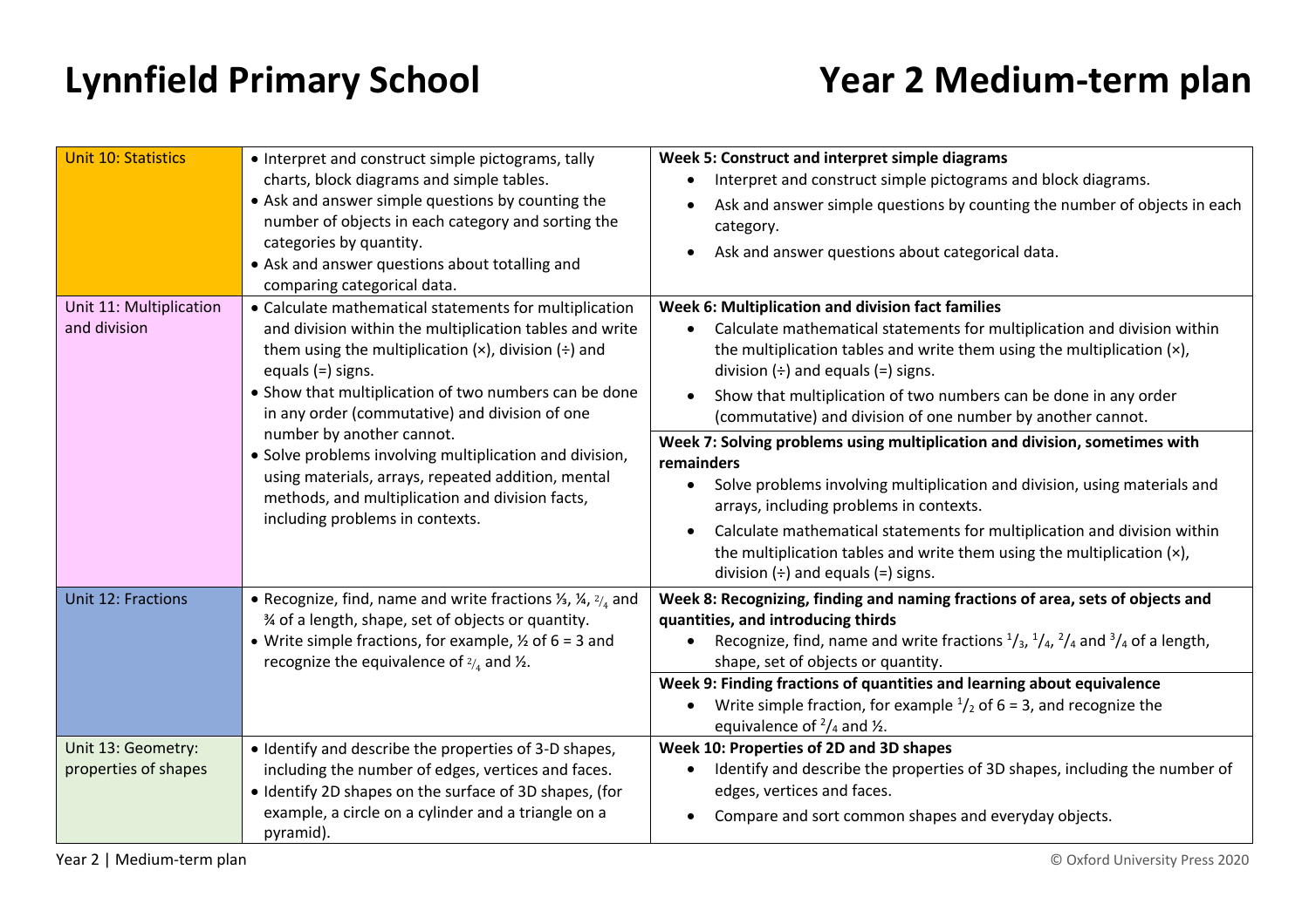# Lynnfield Primary School

# Year 2 Medium-term plan

| Unit | Objectives | Weekly plan |
| --- | --- | --- |
| Unit 10: Statistics | • Interpret and construct simple pictograms, tally charts, block diagrams and simple tables.<br>• Ask and answer simple questions by counting the number of objects in each category and sorting the categories by quantity.<br>• Ask and answer questions about totalling and comparing categorical data. | **Week 5: Construct and interpret simple diagrams**<br>• Interpret and construct simple pictograms and block diagrams.<br>• Ask and answer simple questions by counting the number of objects in each category.<br>• Ask and answer questions about categorical data. |
| Unit 11: Multiplication and division | • Calculate mathematical statements for multiplication and division within the multiplication tables and write them using the multiplication (×), division (÷) and equals (=) signs.<br>• Show that multiplication of two numbers can be done in any order (commutative) and division of one number by another cannot.<br>• Solve problems involving multiplication and division, using materials, arrays, repeated addition, mental methods, and multiplication and division facts, including problems in contexts. | **Week 6: Multiplication and division fact families**<br>• Calculate mathematical statements for multiplication and division within the multiplication tables and write them using the multiplication (×), division (÷) and equals (=) signs.<br>• Show that multiplication of two numbers can be done in any order (commutative) and division of one number by another cannot.<br><br>**Week 7: Solving problems using multiplication and division, sometimes with remainders**<br>• Solve problems involving multiplication and division, using materials and arrays, including problems in contexts.<br>• Calculate mathematical statements for multiplication and division within the multiplication tables and write them using the multiplication (×), division (÷) and equals (=) signs. |
| Unit 12: Fractions | • Recognize, find, name and write fractions ⅓, ¼, $^2/_4$ and ¾ of a length, shape, set of objects or quantity.<br>• Write simple fractions, for example, ½ of 6 = 3 and recognize the equivalence of $^2/_4$ and ½. | **Week 8: Recognizing, finding and naming fractions of area, sets of objects and quantities, and introducing thirds**<br>• Recognize, find, name and write fractions $^1/_3$, $^1/_4$, $^2/_4$ and $^3/_4$ of a length, shape, set of objects or quantity.<br><br>**Week 9: Finding fractions of quantities and learning about equivalence**<br>• Write simple fraction, for example $^1/_2$ of 6 = 3, and recognize the equivalence of $^2/_4$ and ½. |
| Unit 13: Geometry: properties of shapes | • Identify and describe the properties of 3-D shapes, including the number of edges, vertices and faces.<br>• Identify 2D shapes on the surface of 3D shapes, (for example, a circle on a cylinder and a triangle on a pyramid). | **Week 10: Properties of 2D and 3D shapes**<br>• Identify and describe the properties of 3D shapes, including the number of edges, vertices and faces.<br>• Compare and sort common shapes and everyday objects. |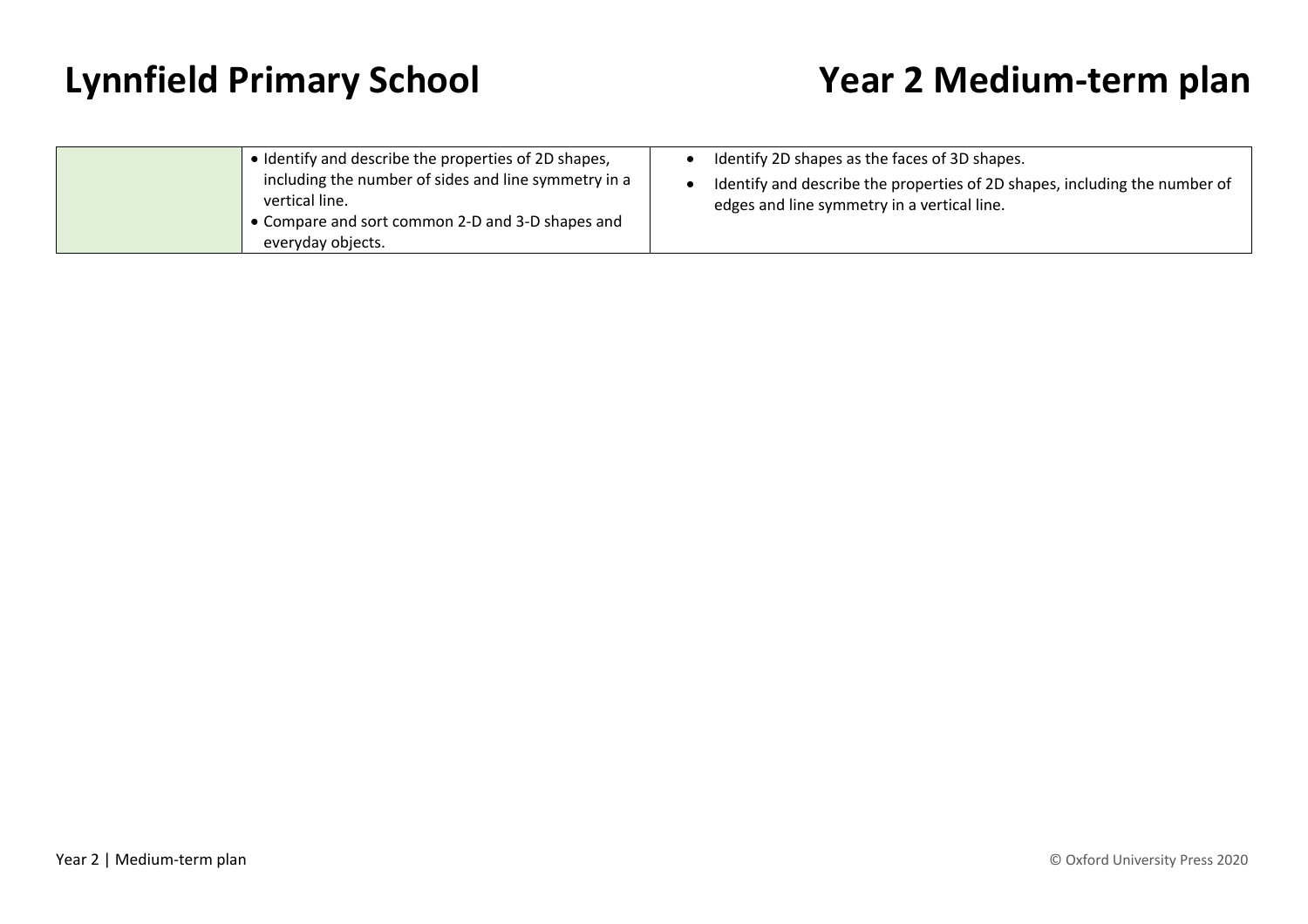| | | |
|---|---|---|
| | • Identify and describe the properties of 2D shapes, including the number of sides and line symmetry in a vertical line.<br>• Compare and sort common 2-D and 3-D shapes and everyday objects. | • Identify 2D shapes as the faces of 3D shapes.<br>• Identify and describe the properties of 2D shapes, including the number of edges and line symmetry in a vertical line. |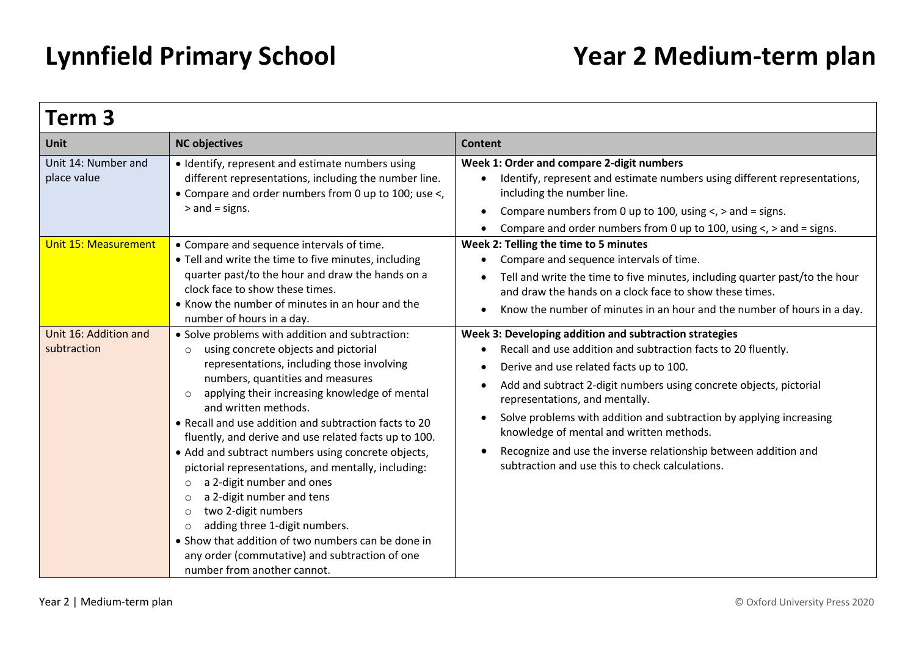# Lynnfield Primary School

# Year 2 Medium-term plan

| **Term 3** | | |
|---|---|---|
| **Unit** | **NC objectives** | **Content** |
| Unit 14: Number and place value | • Identify, represent and estimate numbers using different representations, including the number line.<br>• Compare and order numbers from 0 up to 100; use <, > and = signs. | **Week 1: Order and compare 2-digit numbers**<br>• Identify, represent and estimate numbers using different representations, including the number line.<br>• Compare numbers from 0 up to 100, using <, > and = signs.<br>• Compare and order numbers from 0 up to 100, using <, > and = signs. |
| Unit 15: Measurement | • Compare and sequence intervals of time.<br>• Tell and write the time to five minutes, including quarter past/to the hour and draw the hands on a clock face to show these times.<br>• Know the number of minutes in an hour and the number of hours in a day. | **Week 2: Telling the time to 5 minutes**<br>• Compare and sequence intervals of time.<br>• Tell and write the time to five minutes, including quarter past/to the hour and draw the hands on a clock face to show these times.<br>• Know the number of minutes in an hour and the number of hours in a day. |
| Unit 16: Addition and subtraction | • Solve problems with addition and subtraction:<br>○ using concrete objects and pictorial representations, including those involving numbers, quantities and measures<br>○ applying their increasing knowledge of mental and written methods.<br>• Recall and use addition and subtraction facts to 20 fluently, and derive and use related facts up to 100.<br>• Add and subtract numbers using concrete objects, pictorial representations, and mentally, including:<br>○ a 2-digit number and ones<br>○ a 2-digit number and tens<br>○ two 2-digit numbers<br>○ adding three 1-digit numbers.<br>• Show that addition of two numbers can be done in any order (commutative) and subtraction of one number from another cannot. | **Week 3: Developing addition and subtraction strategies**<br>• Recall and use addition and subtraction facts to 20 fluently.<br>• Derive and use related facts up to 100.<br>• Add and subtract 2-digit numbers using concrete objects, pictorial representations, and mentally.<br>• Solve problems with addition and subtraction by applying increasing knowledge of mental and written methods.<br>• Recognize and use the inverse relationship between addition and subtraction and use this to check calculations. |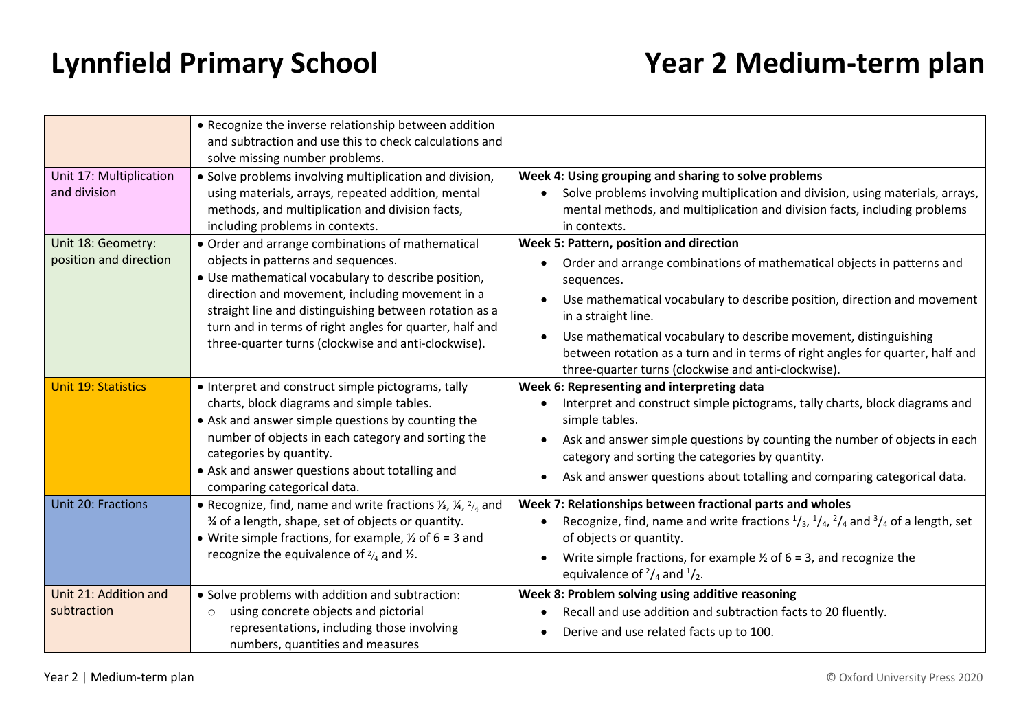# Lynnfield Primary School

# Year 2 Medium-term plan

| | | |
|---|---|---|
| | • Recognize the inverse relationship between addition and subtraction and use this to check calculations and solve missing number problems. | |
| Unit 17: Multiplication and division | • Solve problems involving multiplication and division, using materials, arrays, repeated addition, mental methods, and multiplication and division facts, including problems in contexts. | **Week 4: Using grouping and sharing to solve problems**<br>• Solve problems involving multiplication and division, using materials, arrays, mental methods, and multiplication and division facts, including problems in contexts. |
| Unit 18: Geometry: position and direction | • Order and arrange combinations of mathematical objects in patterns and sequences.<br>• Use mathematical vocabulary to describe position, direction and movement, including movement in a straight line and distinguishing between rotation as a turn and in terms of right angles for quarter, half and three-quarter turns (clockwise and anti-clockwise). | **Week 5: Pattern, position and direction**<br>• Order and arrange combinations of mathematical objects in patterns and sequences.<br>• Use mathematical vocabulary to describe position, direction and movement in a straight line.<br>• Use mathematical vocabulary to describe movement, distinguishing between rotation as a turn and in terms of right angles for quarter, half and three-quarter turns (clockwise and anti-clockwise). |
| Unit 19: Statistics | • Interpret and construct simple pictograms, tally charts, block diagrams and simple tables.<br>• Ask and answer simple questions by counting the number of objects in each category and sorting the categories by quantity.<br>• Ask and answer questions about totalling and comparing categorical data. | **Week 6: Representing and interpreting data**<br>• Interpret and construct simple pictograms, tally charts, block diagrams and simple tables.<br>• Ask and answer simple questions by counting the number of objects in each category and sorting the categories by quantity.<br>• Ask and answer questions about totalling and comparing categorical data. |
| Unit 20: Fractions | • Recognize, find, name and write fractions ⅓, ¼, $\frac{2}{4}$ and ¾ of a length, shape, set of objects or quantity.<br>• Write simple fractions, for example, ½ of 6 = 3 and recognize the equivalence of $\frac{2}{4}$ and ½. | **Week 7: Relationships between fractional parts and wholes**<br>• Recognize, find, name and write fractions $\frac{1}{3}$, $\frac{1}{4}$, $\frac{2}{4}$ and $\frac{3}{4}$ of a length, set of objects or quantity.<br>• Write simple fractions, for example ½ of 6 = 3, and recognize the equivalence of $\frac{2}{4}$ and $\frac{1}{2}$. |
| Unit 21: Addition and subtraction | • Solve problems with addition and subtraction:<br>○ using concrete objects and pictorial representations, including those involving numbers, quantities and measures | **Week 8: Problem solving using additive reasoning**<br>• Recall and use addition and subtraction facts to 20 fluently.<br>• Derive and use related facts up to 100. |

Year 2 | Medium-term plan

© Oxford University Press 2020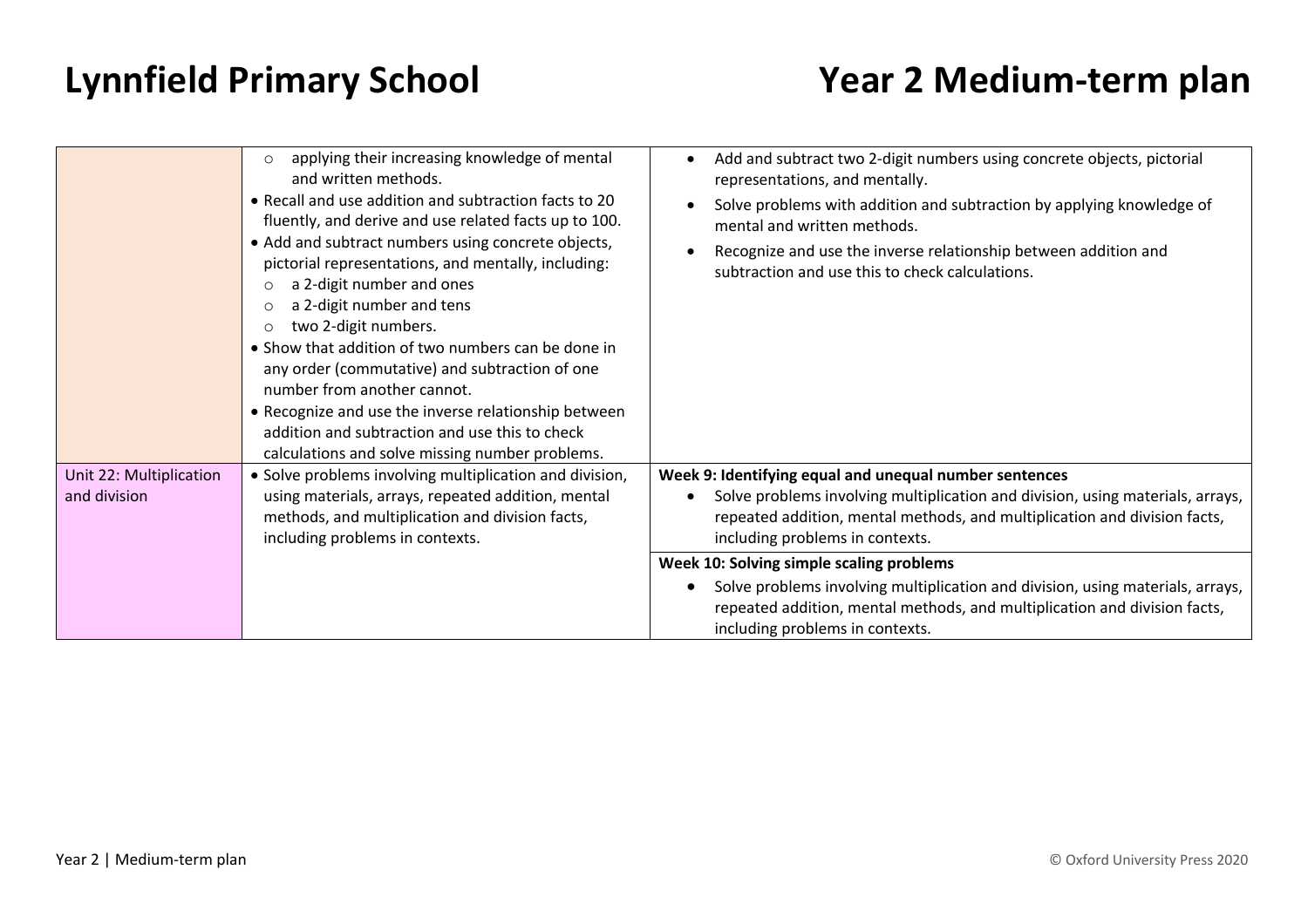# Lynnfield Primary School

# Year 2 Medium-term plan

| | | |
|---|---|---|
| | ○ applying their increasing knowledge of mental and written methods.<br>• Recall and use addition and subtraction facts to 20 fluently, and derive and use related facts up to 100.<br>• Add and subtract numbers using concrete objects, pictorial representations, and mentally, including:<br>○ a 2-digit number and ones<br>○ a 2-digit number and tens<br>○ two 2-digit numbers.<br>• Show that addition of two numbers can be done in any order (commutative) and subtraction of one number from another cannot.<br>• Recognize and use the inverse relationship between addition and subtraction and use this to check calculations and solve missing number problems. | • Add and subtract two 2-digit numbers using concrete objects, pictorial representations, and mentally.<br>• Solve problems with addition and subtraction by applying knowledge of mental and written methods.<br>• Recognize and use the inverse relationship between addition and subtraction and use this to check calculations. |
| Unit 22: Multiplication and division | • Solve problems involving multiplication and division, using materials, arrays, repeated addition, mental methods, and multiplication and division facts, including problems in contexts. | **Week 9: Identifying equal and unequal number sentences**<br>• Solve problems involving multiplication and division, using materials, arrays, repeated addition, mental methods, and multiplication and division facts, including problems in contexts. |
| | | **Week 10: Solving simple scaling problems**<br>• Solve problems involving multiplication and division, using materials, arrays, repeated addition, mental methods, and multiplication and division facts, including problems in contexts. |

© Oxford University Press 2020